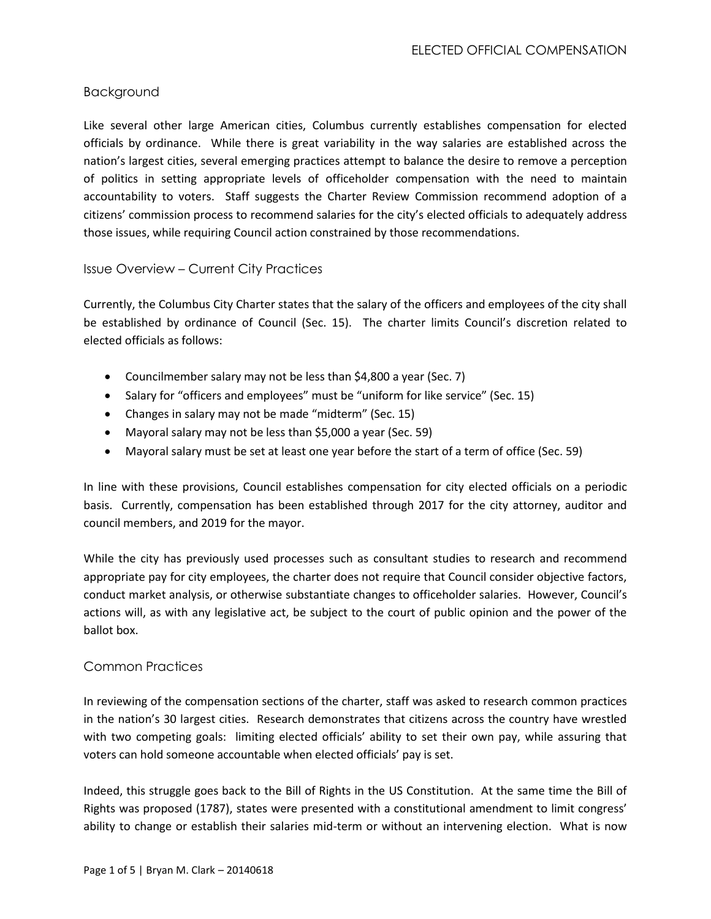## Background

Like several other large American cities, Columbus currently establishes compensation for elected officials by ordinance. While there is great variability in the way salaries are established across the nation's largest cities, several emerging practices attempt to balance the desire to remove a perception of politics in setting appropriate levels of officeholder compensation with the need to maintain accountability to voters. Staff suggests the Charter Review Commission recommend adoption of a citizens' commission process to recommend salaries for the city's elected officials to adequately address those issues, while requiring Council action constrained by those recommendations.

### Issue Overview – Current City Practices

Currently, the Columbus City Charter states that the salary of the officers and employees of the city shall be established by ordinance of Council (Sec. 15). The charter limits Council's discretion related to elected officials as follows:

- Councilmember salary may not be less than $4,800 a year (Sec. 7)
- Salary for "officers and employees" must be "uniform for like service" (Sec. 15)
- Changes in salary may not be made "midterm" (Sec. 15)
- Mayoral salary may not be less than $5,000 a year (Sec. 59)
- Mayoral salary must be set at least one year before the start of a term of office (Sec. 59)

In line with these provisions, Council establishes compensation for city elected officials on a periodic basis. Currently, compensation has been established through 2017 for the city attorney, auditor and council members, and 2019 for the mayor.

While the city has previously used processes such as consultant studies to research and recommend appropriate pay for city employees, the charter does not require that Council consider objective factors, conduct market analysis, or otherwise substantiate changes to officeholder salaries. However, Council's actions will, as with any legislative act, be subject to the court of public opinion and the power of the ballot box.

## Common Practices

In reviewing of the compensation sections of the charter, staff was asked to research common practices in the nation's 30 largest cities. Research demonstrates that citizens across the country have wrestled with two competing goals: limiting elected officials' ability to set their own pay, while assuring that voters can hold someone accountable when elected officials' pay is set.

Indeed, this struggle goes back to the Bill of Rights in the US Constitution. At the same time the Bill of Rights was proposed (1787), states were presented with a constitutional amendment to limit congress' ability to change or establish their salaries mid-term or without an intervening election. What is now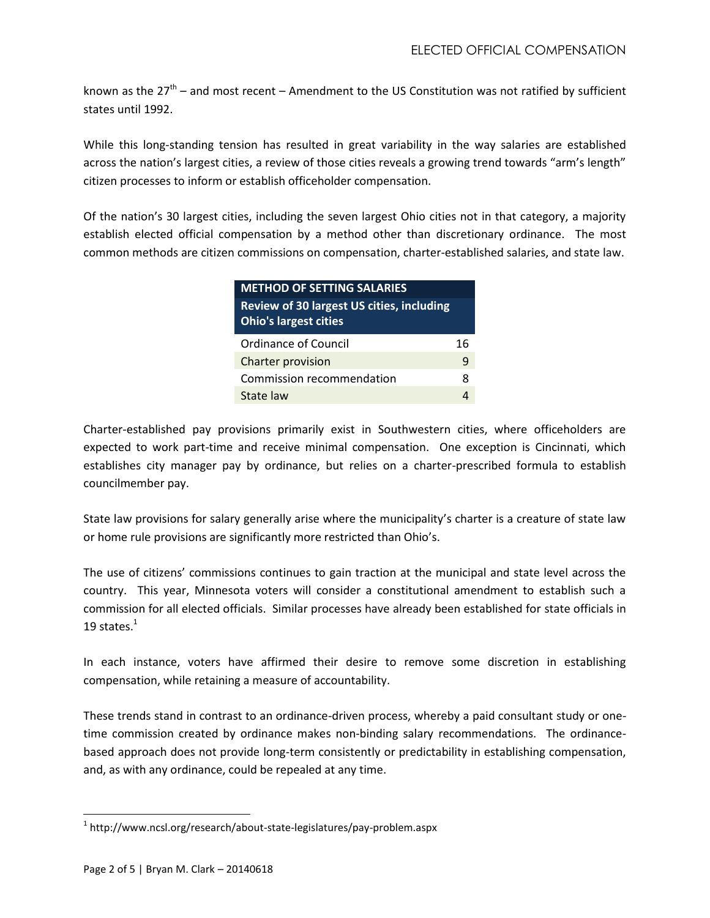known as the 27th – and most recent – Amendment to the US Constitution was not ratified by sufficient states until 1992.

While this long-standing tension has resulted in great variability in the way salaries are established across the nation's largest cities, a review of those cities reveals a growing trend towards "arm's length" citizen processes to inform or establish officeholder compensation.

Of the nation's 30 largest cities, including the seven largest Ohio cities not in that category, a majority establish elected official compensation by a method other than discretionary ordinance. The most common methods are citizen commissions on compensation, charter-established salaries, and state law.

| METHOD OF SETTING SALARIES<br>Review of 30 largest US cities, including Ohio's largest cities | |
|---|---|
| Ordinance of Council | 16 |
| Charter provision | 9 |
| Commission recommendation | 8 |
| State law | 4 |

Charter-established pay provisions primarily exist in Southwestern cities, where officeholders are expected to work part-time and receive minimal compensation. One exception is Cincinnati, which establishes city manager pay by ordinance, but relies on a charter-prescribed formula to establish councilmember pay.

State law provisions for salary generally arise where the municipality's charter is a creature of state law or home rule provisions are significantly more restricted than Ohio's.

The use of citizens' commissions continues to gain traction at the municipal and state level across the country. This year, Minnesota voters will consider a constitutional amendment to establish such a commission for all elected officials. Similar processes have already been established for state officials in 19 states.[1]

In each instance, voters have affirmed their desire to remove some discretion in establishing compensation, while retaining a measure of accountability.

These trends stand in contrast to an ordinance-driven process, whereby a paid consultant study or one-time commission created by ordinance makes non-binding salary recommendations. The ordinance-based approach does not provide long-term consistently or predictability in establishing compensation, and, as with any ordinance, could be repealed at any time.

[1] http://www.ncsl.org/research/about-state-legislatures/pay-problem.aspx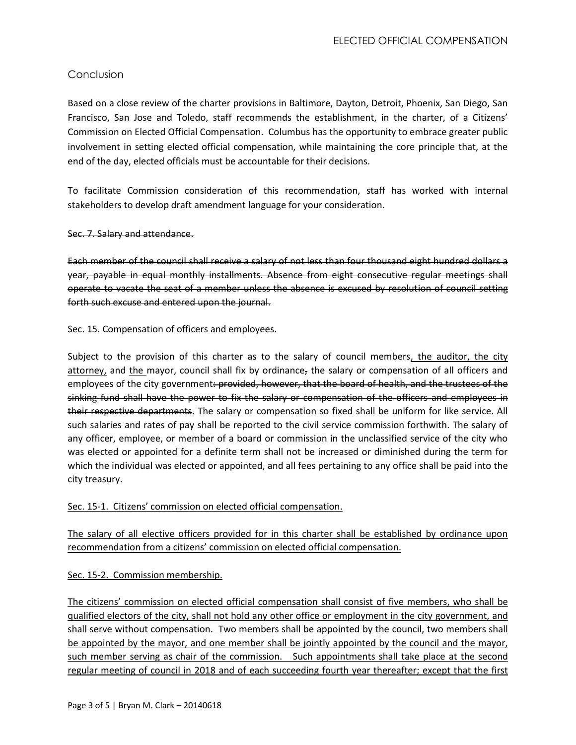## Conclusion

Based on a close review of the charter provisions in Baltimore, Dayton, Detroit, Phoenix, San Diego, San Francisco, San Jose and Toledo, staff recommends the establishment, in the charter, of a Citizens' Commission on Elected Official Compensation. Columbus has the opportunity to embrace greater public involvement in setting elected official compensation, while maintaining the core principle that, at the end of the day, elected officials must be accountable for their decisions.

To facilitate Commission consideration of this recommendation, staff has worked with internal stakeholders to develop draft amendment language for your consideration.

~~Sec. 7. Salary and attendance.~~

~~Each member of the council shall receive a salary of not less than four thousand eight hundred dollars a year, payable in equal monthly installments. Absence from eight consecutive regular meetings shall operate to vacate the seat of a member unless the absence is excused by resolution of council setting forth such excuse and entered upon the journal.~~

Sec. 15. Compensation of officers and employees.

Subject to the provision of this charter as to the salary of council members<u>, the auditor, the city attorney,</u> and <u>the</u> mayor, council shall fix by ordinance~~,~~ the salary or compensation of all officers and employees of the city government~~: provided, however, that the board of health, and the trustees of the sinking fund shall have the power to fix the salary or compensation of the officers and employees in their respective departments~~. The salary or compensation so fixed shall be uniform for like service. All such salaries and rates of pay shall be reported to the civil service commission forthwith. The salary of any officer, employee, or member of a board or commission in the unclassified service of the city who was elected or appointed for a definite term shall not be increased or diminished during the term for which the individual was elected or appointed, and all fees pertaining to any office shall be paid into the city treasury.

<u>Sec. 15-1. Citizens' commission on elected official compensation.</u>

<u>The salary of all elective officers provided for in this charter shall be established by ordinance upon recommendation from a citizens' commission on elected official compensation.</u>

<u>Sec. 15-2. Commission membership.</u>

<u>The citizens' commission on elected official compensation shall consist of five members, who shall be qualified electors of the city, shall not hold any other office or employment in the city government, and shall serve without compensation. Two members shall be appointed by the council, two members shall be appointed by the mayor, and one member shall be jointly appointed by the council and the mayor, such member serving as chair of the commission. Such appointments shall take place at the second regular meeting of council in 2018 and of each succeeding fourth year thereafter; except that the first</u>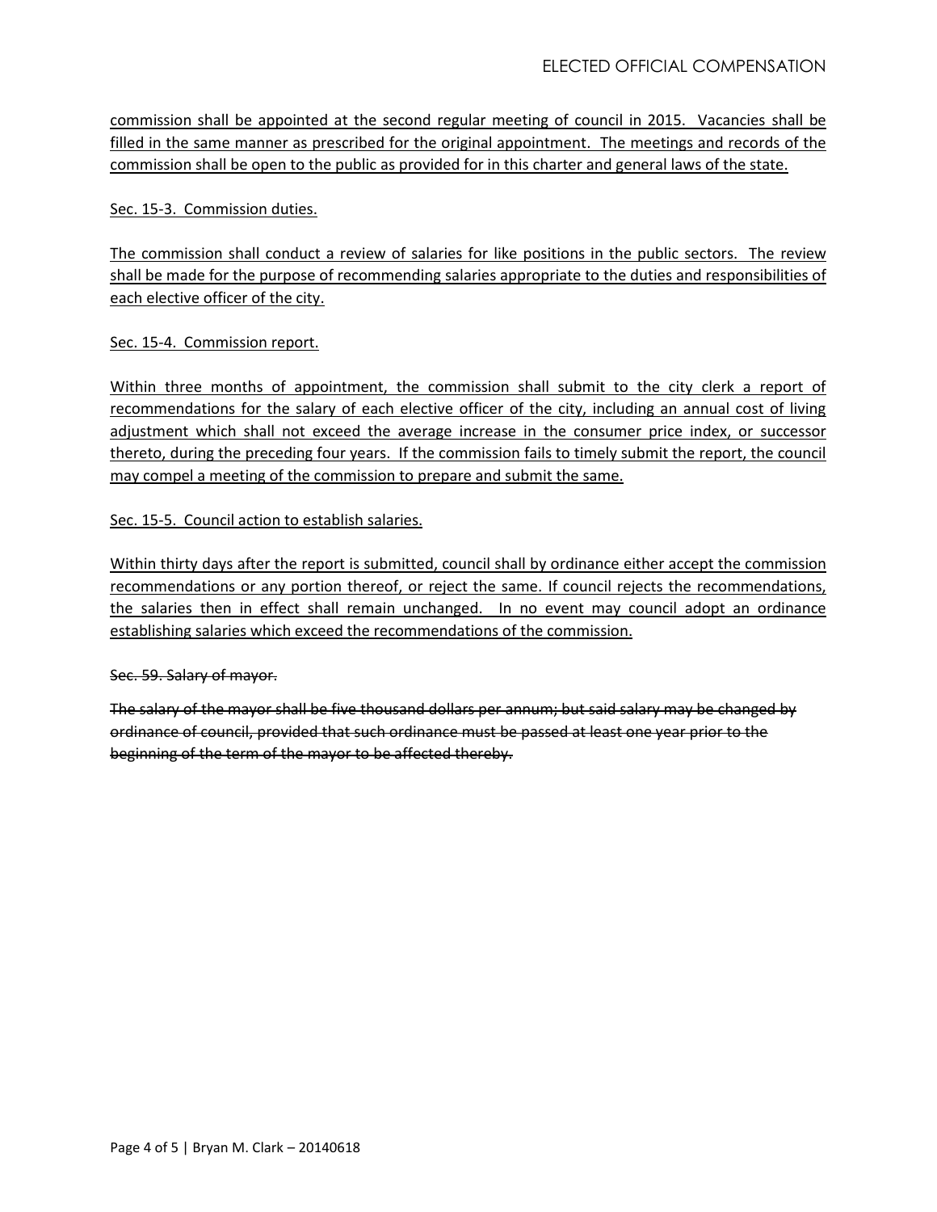<u>commission shall be appointed at the second regular meeting of council in 2015. Vacancies shall be filled in the same manner as prescribed for the original appointment. The meetings and records of the commission shall be open to the public as provided for in this charter and general laws of the state.</u>

<u>Sec. 15-3. Commission duties.</u>

<u>The commission shall conduct a review of salaries for like positions in the public sectors. The review shall be made for the purpose of recommending salaries appropriate to the duties and responsibilities of each elective officer of the city.</u>

<u>Sec. 15-4. Commission report.</u>

<u>Within three months of appointment, the commission shall submit to the city clerk a report of recommendations for the salary of each elective officer of the city, including an annual cost of living adjustment which shall not exceed the average increase in the consumer price index, or successor thereto, during the preceding four years. If the commission fails to timely submit the report, the council may compel a meeting of the commission to prepare and submit the same.</u>

<u>Sec. 15-5. Council action to establish salaries.</u>

<u>Within thirty days after the report is submitted, council shall by ordinance either accept the commission recommendations or any portion thereof, or reject the same. If council rejects the recommendations, the salaries then in effect shall remain unchanged. In no event may council adopt an ordinance establishing salaries which exceed the recommendations of the commission.</u>

~~Sec. 59. Salary of mayor.~~

~~The salary of the mayor shall be five thousand dollars per annum; but said salary may be changed by ordinance of council, provided that such ordinance must be passed at least one year prior to the beginning of the term of the mayor to be affected thereby.~~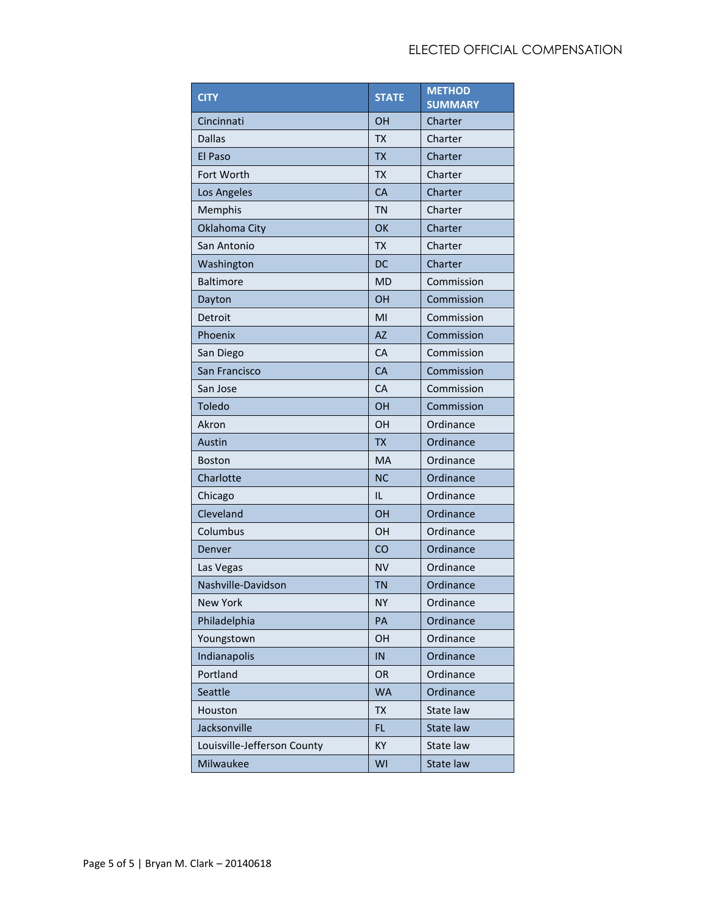| CITY | STATE | METHOD SUMMARY |
|---|---|---|
| Cincinnati | OH | Charter |
| Dallas | TX | Charter |
| El Paso | TX | Charter |
| Fort Worth | TX | Charter |
| Los Angeles | CA | Charter |
| Memphis | TN | Charter |
| Oklahoma City | OK | Charter |
| San Antonio | TX | Charter |
| Washington | DC | Charter |
| Baltimore | MD | Commission |
| Dayton | OH | Commission |
| Detroit | MI | Commission |
| Phoenix | AZ | Commission |
| San Diego | CA | Commission |
| San Francisco | CA | Commission |
| San Jose | CA | Commission |
| Toledo | OH | Commission |
| Akron | OH | Ordinance |
| Austin | TX | Ordinance |
| Boston | MA | Ordinance |
| Charlotte | NC | Ordinance |
| Chicago | IL | Ordinance |
| Cleveland | OH | Ordinance |
| Columbus | OH | Ordinance |
| Denver | CO | Ordinance |
| Las Vegas | NV | Ordinance |
| Nashville-Davidson | TN | Ordinance |
| New York | NY | Ordinance |
| Philadelphia | PA | Ordinance |
| Youngstown | OH | Ordinance |
| Indianapolis | IN | Ordinance |
| Portland | OR | Ordinance |
| Seattle | WA | Ordinance |
| Houston | TX | State law |
| Jacksonville | FL | State law |
| Louisville-Jefferson County | KY | State law |
| Milwaukee | WI | State law |